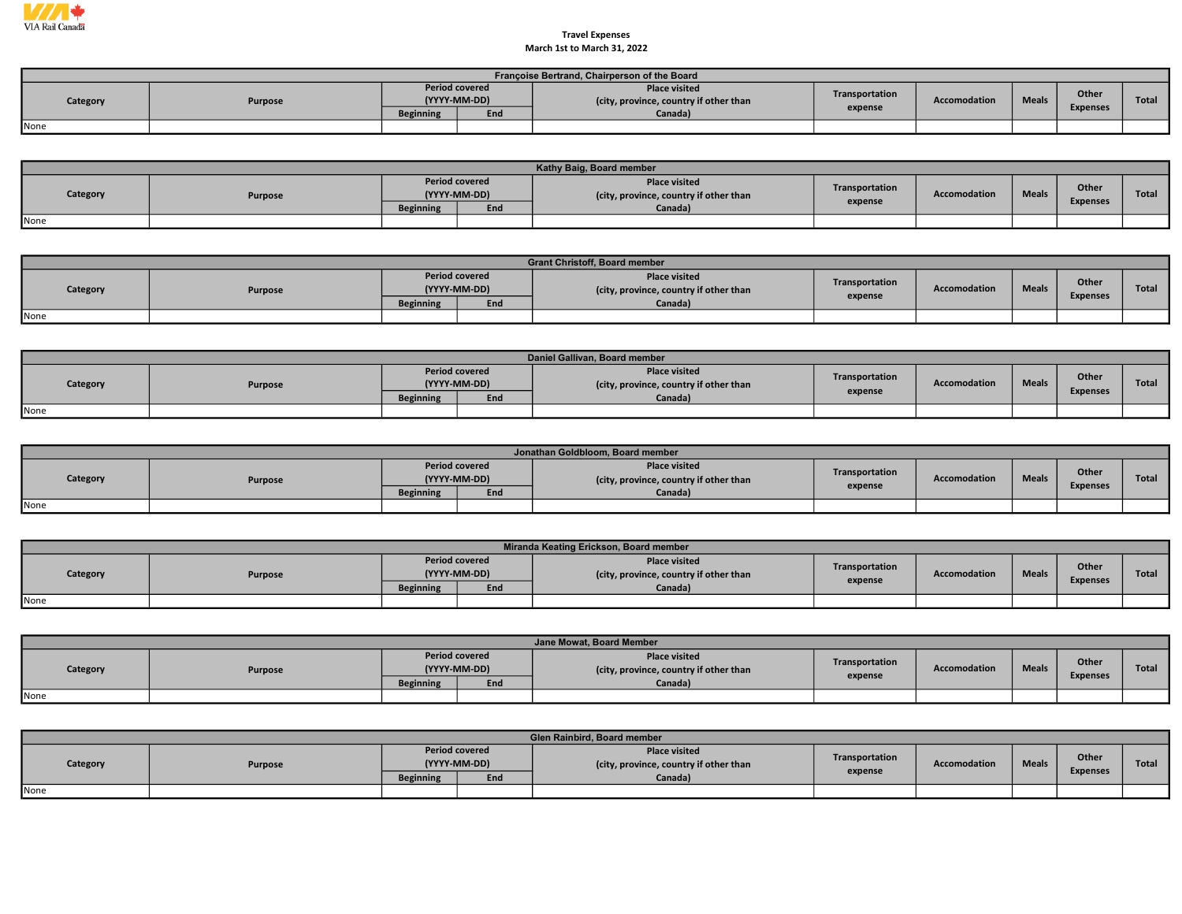VIA Rail Canada

**Travel Expenses**
**March 1st to March 31, 2022**

| Françoise Bertrand, Chairperson of the Board | | | | | | | | | |
|---|---|---|---|---|---|---|---|---|---|
| Category | Purpose | Period covered (YYYY-MM-DD) | | Place visited (city, province, country if other than Canada) | Transportation expense | Accomodation | Meals | Other Expenses | Total |
| | | Beginning | End | | | | | | |
| None | | | | | | | | | |

| Kathy Baig, Board member | | | | | | | | | |
|---|---|---|---|---|---|---|---|---|---|
| Category | Purpose | Period covered (YYYY-MM-DD) | | Place visited (city, province, country if other than Canada) | Transportation expense | Accomodation | Meals | Other Expenses | Total |
| | | Beginning | End | | | | | | |
| None | | | | | | | | | |

| Grant Christoff, Board member | | | | | | | | | |
|---|---|---|---|---|---|---|---|---|---|
| Category | Purpose | Period covered (YYYY-MM-DD) | | Place visited (city, province, country if other than Canada) | Transportation expense | Accomodation | Meals | Other Expenses | Total |
| | | Beginning | End | | | | | | |
| None | | | | | | | | | |

| Daniel Gallivan, Board member | | | | | | | | | |
|---|---|---|---|---|---|---|---|---|---|
| Category | Purpose | Period covered (YYYY-MM-DD) | | Place visited (city, province, country if other than Canada) | Transportation expense | Accomodation | Meals | Other Expenses | Total |
| | | Beginning | End | | | | | | |
| None | | | | | | | | | |

| Jonathan Goldbloom, Board member | | | | | | | | | |
|---|---|---|---|---|---|---|---|---|---|
| Category | Purpose | Period covered (YYYY-MM-DD) | | Place visited (city, province, country if other than Canada) | Transportation expense | Accomodation | Meals | Other Expenses | Total |
| | | Beginning | End | | | | | | |
| None | | | | | | | | | |

| Miranda Keating Erickson, Board member | | | | | | | | | |
|---|---|---|---|---|---|---|---|---|---|
| Category | Purpose | Period covered (YYYY-MM-DD) | | Place visited (city, province, country if other than Canada) | Transportation expense | Accomodation | Meals | Other Expenses | Total |
| | | Beginning | End | | | | | | |
| None | | | | | | | | | |

| Jane Mowat, Board Member | | | | | | | | | |
|---|---|---|---|---|---|---|---|---|---|
| Category | Purpose | Period covered (YYYY-MM-DD) | | Place visited (city, province, country if other than Canada) | Transportation expense | Accomodation | Meals | Other Expenses | Total |
| | | Beginning | End | | | | | | |
| None | | | | | | | | | |

| Glen Rainbird, Board member | | | | | | | | | |
|---|---|---|---|---|---|---|---|---|---|
| Category | Purpose | Period covered (YYYY-MM-DD) | | Place visited (city, province, country if other than Canada) | Transportation expense | Accomodation | Meals | Other Expenses | Total |
| | | Beginning | End | | | | | | |
| None | | | | | | | | | |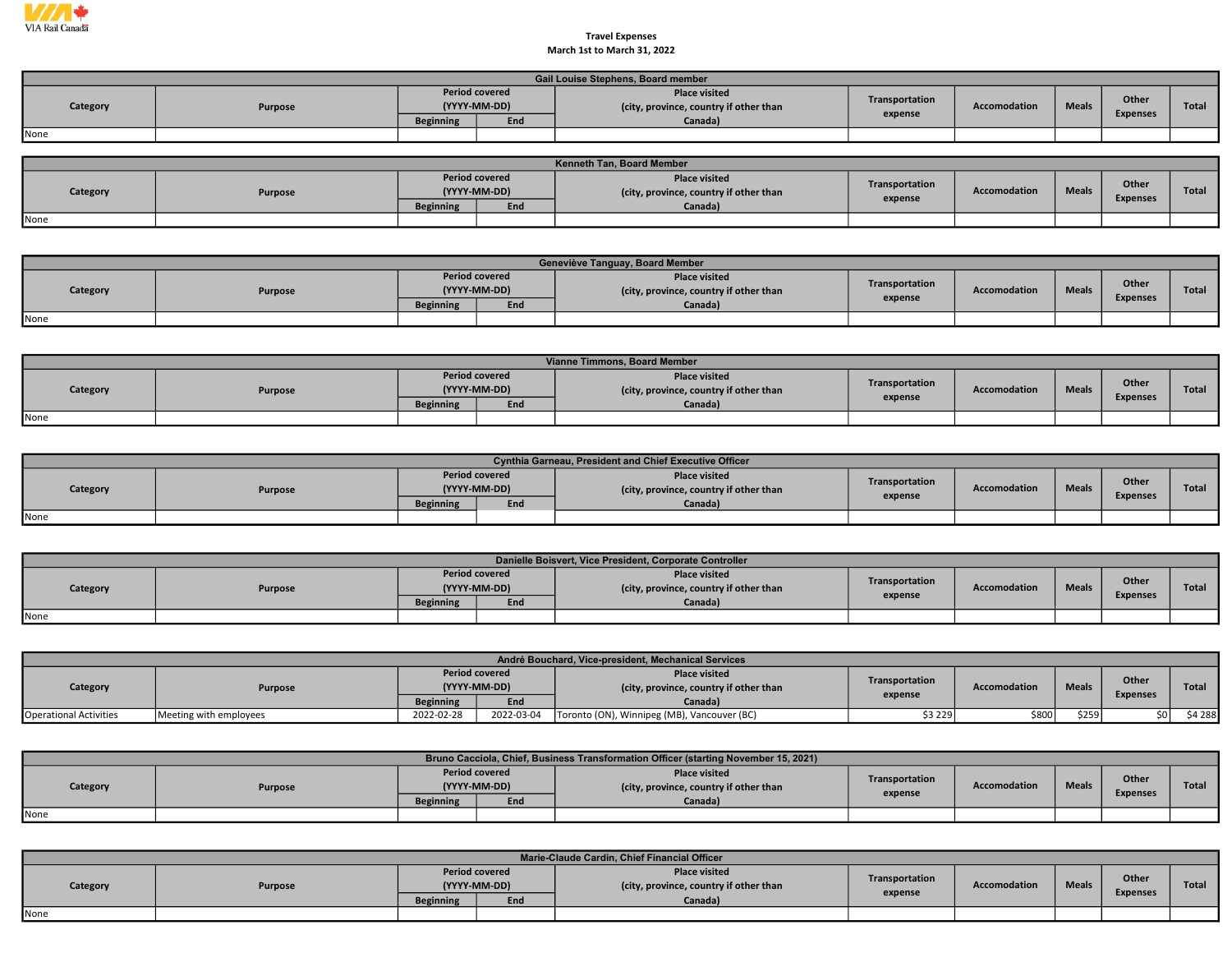VIA Rail Canada

Travel Expenses
March 1st to March 31, 2022

| Gail Louise Stephens, Board member | | | | | | | | | |
|---|---|---|---|---|---|---|---|---|---|
| Category | Purpose | Period covered (YYYY-MM-DD) | | Place visited (city, province, country if other than Canada) | Transportation expense | Accomodation | Meals | Other Expenses | Total |
| | | Beginning | End | | | | | | |
| None | | | | | | | | | |

| Kenneth Tan, Board Member | | | | | | | | | |
|---|---|---|---|---|---|---|---|---|---|
| Category | Purpose | Period covered (YYYY-MM-DD) | | Place visited (city, province, country if other than Canada) | Transportation expense | Accomodation | Meals | Other Expenses | Total |
| | | Beginning | End | | | | | | |
| None | | | | | | | | | |

| Geneviève Tanguay, Board Member | | | | | | | | | |
|---|---|---|---|---|---|---|---|---|---|
| Category | Purpose | Period covered (YYYY-MM-DD) | | Place visited (city, province, country if other than Canada) | Transportation expense | Accomodation | Meals | Other Expenses | Total |
| | | Beginning | End | | | | | | |
| None | | | | | | | | | |

| Vianne Timmons, Board Member | | | | | | | | | |
|---|---|---|---|---|---|---|---|---|---|
| Category | Purpose | Period covered (YYYY-MM-DD) | | Place visited (city, province, country if other than Canada) | Transportation expense | Accomodation | Meals | Other Expenses | Total |
| | | Beginning | End | | | | | | |
| None | | | | | | | | | |

| Cynthia Garneau, President and Chief Executive Officer | | | | | | | | | |
|---|---|---|---|---|---|---|---|---|---|
| Category | Purpose | Period covered (YYYY-MM-DD) | | Place visited (city, province, country if other than Canada) | Transportation expense | Accomodation | Meals | Other Expenses | Total |
| | | Beginning | End | | | | | | |
| None | | | | | | | | | |

| Danielle Boisvert, Vice President, Corporate Controller | | | | | | | | | |
|---|---|---|---|---|---|---|---|---|---|
| Category | Purpose | Period covered (YYYY-MM-DD) | | Place visited (city, province, country if other than Canada) | Transportation expense | Accomodation | Meals | Other Expenses | Total |
| | | Beginning | End | | | | | | |
| None | | | | | | | | | |

| André Bouchard, Vice-president, Mechanical Services | | | | | | | | | |
|---|---|---|---|---|---|---|---|---|---|
| Category | Purpose | Period covered (YYYY-MM-DD) | | Place visited (city, province, country if other than Canada) | Transportation expense | Accomodation | Meals | Other Expenses | Total |
| | | Beginning | End | | | | | | |
| Operational Activities | Meeting with employees | 2022-02-28 | 2022-03-04 | Toronto (ON), Winnipeg (MB), Vancouver (BC) | $3 229 | $800 | $259 | $0 | $4 288 |

| Bruno Cacciola, Chief, Business Transformation Officer (starting November 15, 2021) | | | | | | | | | |
|---|---|---|---|---|---|---|---|---|---|
| Category | Purpose | Period covered (YYYY-MM-DD) | | Place visited (city, province, country if other than Canada) | Transportation expense | Accomodation | Meals | Other Expenses | Total |
| | | Beginning | End | | | | | | |
| None | | | | | | | | | |

| Marie-Claude Cardin, Chief Financial Officer | | | | | | | | | |
|---|---|---|---|---|---|---|---|---|---|
| Category | Purpose | Period covered (YYYY-MM-DD) | | Place visited (city, province, country if other than Canada) | Transportation expense | Accomodation | Meals | Other Expenses | Total |
| | | Beginning | End | | | | | | |
| None | | | | | | | | | |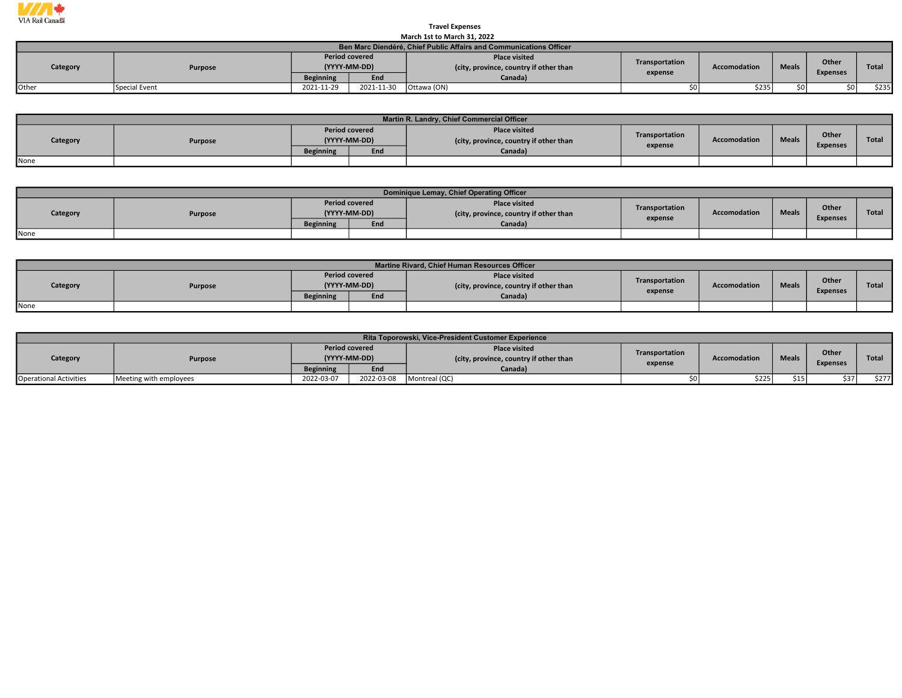VIA Rail Canada

**Travel Expenses**
**March 1st to March 31, 2022**

**Ben Marc Diendéré, Chief Public Affairs and Communications Officer**

| Category | Purpose | Period covered (YYYY-MM-DD) Beginning | Period covered (YYYY-MM-DD) End | Place visited (city, province, country if other than Canada) | Transportation expense | Accomodation | Meals | Other Expenses | Total |
|---|---|---|---|---|---|---|---|---|---|
| Other | Special Event | 2021-11-29 | 2021-11-30 | Ottawa (ON) | $0 | $235 | $0 | $0 | $235 |

**Martin R. Landry, Chief Commercial Officer**

| Category | Purpose | Period covered (YYYY-MM-DD) Beginning | Period covered (YYYY-MM-DD) End | Place visited (city, province, country if other than Canada) | Transportation expense | Accomodation | Meals | Other Expenses | Total |
|---|---|---|---|---|---|---|---|---|---|
| None | | | | | | | | | |

**Dominique Lemay, Chief Operating Officer**

| Category | Purpose | Period covered (YYYY-MM-DD) Beginning | Period covered (YYYY-MM-DD) End | Place visited (city, province, country if other than Canada) | Transportation expense | Accomodation | Meals | Other Expenses | Total |
|---|---|---|---|---|---|---|---|---|---|
| None | | | | | | | | | |

**Martine Rivard, Chief Human Resources Officer**

| Category | Purpose | Period covered (YYYY-MM-DD) Beginning | Period covered (YYYY-MM-DD) End | Place visited (city, province, country if other than Canada) | Transportation expense | Accomodation | Meals | Other Expenses | Total |
|---|---|---|---|---|---|---|---|---|---|
| None | | | | | | | | | |

**Rita Toporowski, Vice-President Customer Experience**

| Category | Purpose | Period covered (YYYY-MM-DD) Beginning | Period covered (YYYY-MM-DD) End | Place visited (city, province, country if other than Canada) | Transportation expense | Accomodation | Meals | Other Expenses | Total |
|---|---|---|---|---|---|---|---|---|---|
| Operational Activities | Meeting with employees | 2022-03-07 | 2022-03-08 | Montreal (QC) | $0 | $225 | $15 | $37 | $277 |